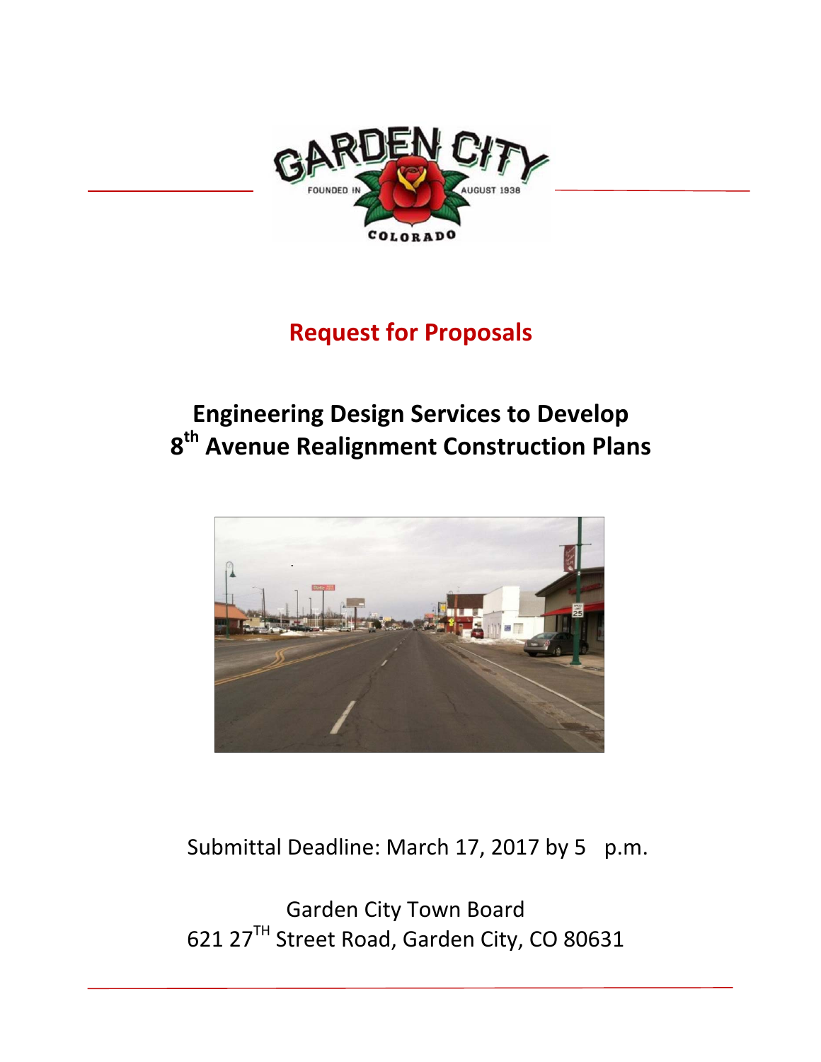# Request for Proposals

## Engineering Design Services to Develop 8th Avenue Realignment Construction Plans

Submittal Deadline: March 17, 2017 by 5 p.m.

Garden City Town Board
621 27TH Street Road, Garden City, CO 80631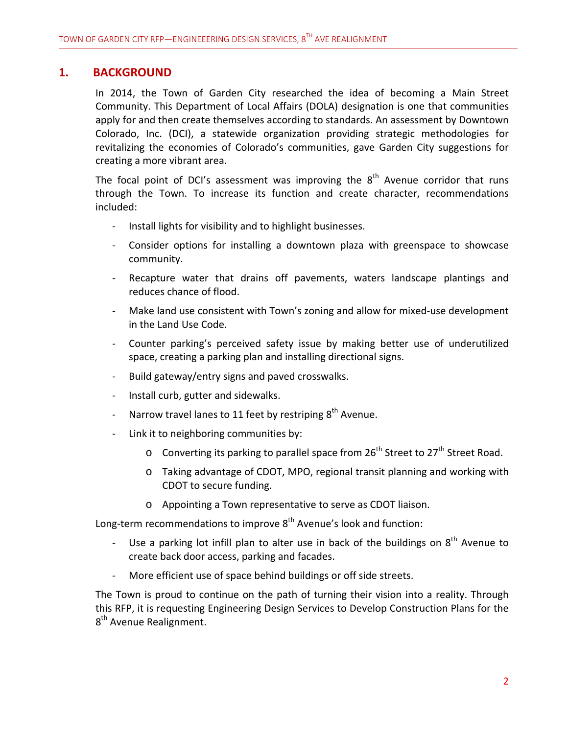## 1. BACKGROUND

In 2014, the Town of Garden City researched the idea of becoming a Main Street Community. This Department of Local Affairs (DOLA) designation is one that communities apply for and then create themselves according to standards. An assessment by Downtown Colorado, Inc. (DCI), a statewide organization providing strategic methodologies for revitalizing the economies of Colorado's communities, gave Garden City suggestions for creating a more vibrant area.

The focal point of DCI's assessment was improving the 8th Avenue corridor that runs through the Town. To increase its function and create character, recommendations included:

- Install lights for visibility and to highlight businesses.
- Consider options for installing a downtown plaza with greenspace to showcase community.
- Recapture water that drains off pavements, waters landscape plantings and reduces chance of flood.
- Make land use consistent with Town's zoning and allow for mixed-use development in the Land Use Code.
- Counter parking's perceived safety issue by making better use of underutilized space, creating a parking plan and installing directional signs.
- Build gateway/entry signs and paved crosswalks.
- Install curb, gutter and sidewalks.
- Narrow travel lanes to 11 feet by restriping 8th Avenue.
- Link it to neighboring communities by:
    - Converting its parking to parallel space from 26th Street to 27th Street Road.
    - Taking advantage of CDOT, MPO, regional transit planning and working with CDOT to secure funding.
    - Appointing a Town representative to serve as CDOT liaison.

Long-term recommendations to improve 8th Avenue's look and function:

- Use a parking lot infill plan to alter use in back of the buildings on 8th Avenue to create back door access, parking and facades.
- More efficient use of space behind buildings or off side streets.

The Town is proud to continue on the path of turning their vision into a reality. Through this RFP, it is requesting Engineering Design Services to Develop Construction Plans for the 8th Avenue Realignment.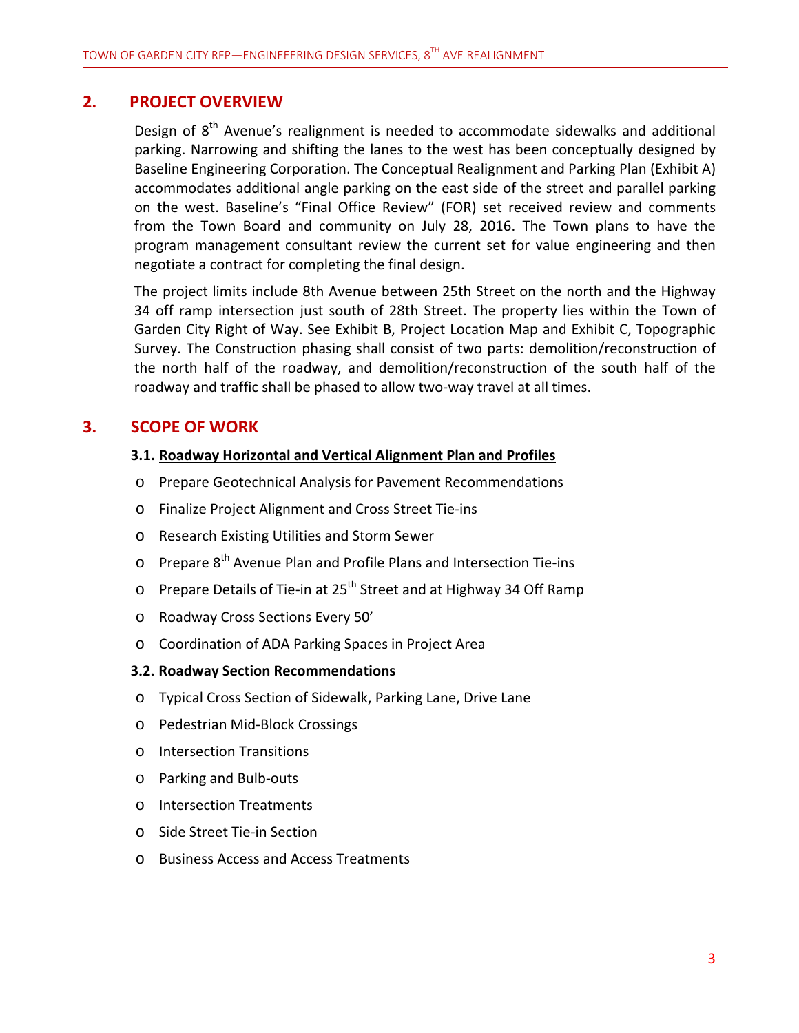## 2. PROJECT OVERVIEW

Design of 8th Avenue's realignment is needed to accommodate sidewalks and additional parking. Narrowing and shifting the lanes to the west has been conceptually designed by Baseline Engineering Corporation. The Conceptual Realignment and Parking Plan (Exhibit A) accommodates additional angle parking on the east side of the street and parallel parking on the west. Baseline's "Final Office Review" (FOR) set received review and comments from the Town Board and community on July 28, 2016. The Town plans to have the program management consultant review the current set for value engineering and then negotiate a contract for completing the final design.

The project limits include 8th Avenue between 25th Street on the north and the Highway 34 off ramp intersection just south of 28th Street. The property lies within the Town of Garden City Right of Way. See Exhibit B, Project Location Map and Exhibit C, Topographic Survey. The Construction phasing shall consist of two parts: demolition/reconstruction of the north half of the roadway, and demolition/reconstruction of the south half of the roadway and traffic shall be phased to allow two-way travel at all times.

## 3. SCOPE OF WORK

### 3.1. Roadway Horizontal and Vertical Alignment Plan and Profiles

- Prepare Geotechnical Analysis for Pavement Recommendations
- Finalize Project Alignment and Cross Street Tie-ins
- Research Existing Utilities and Storm Sewer
- Prepare 8th Avenue Plan and Profile Plans and Intersection Tie-ins
- Prepare Details of Tie-in at 25th Street and at Highway 34 Off Ramp
- Roadway Cross Sections Every 50'
- Coordination of ADA Parking Spaces in Project Area

### 3.2. Roadway Section Recommendations

- Typical Cross Section of Sidewalk, Parking Lane, Drive Lane
- Pedestrian Mid-Block Crossings
- Intersection Transitions
- Parking and Bulb-outs
- Intersection Treatments
- Side Street Tie-in Section
- Business Access and Access Treatments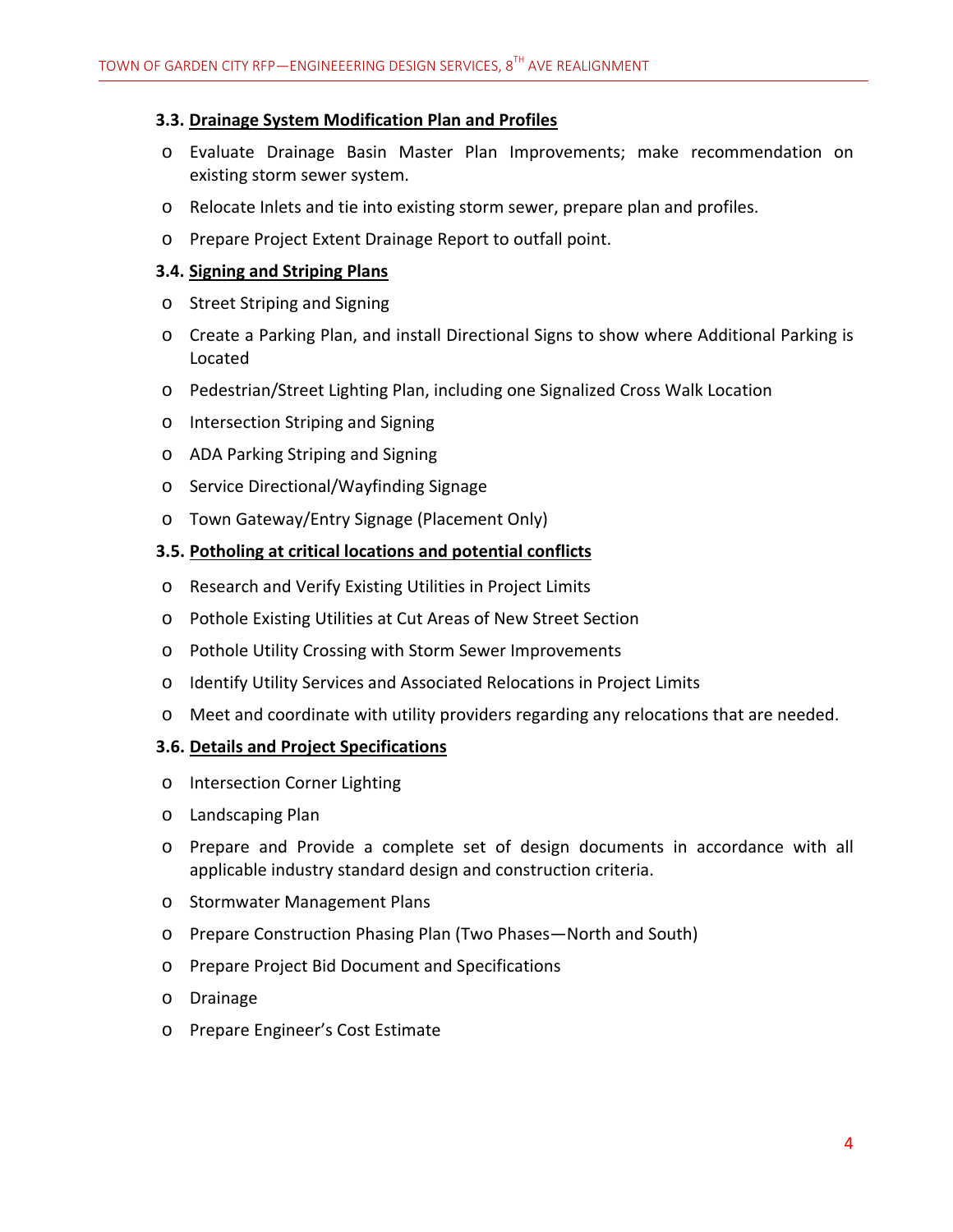### 3.3. Drainage System Modification Plan and Profiles

- Evaluate Drainage Basin Master Plan Improvements; make recommendation on existing storm sewer system.
- Relocate Inlets and tie into existing storm sewer, prepare plan and profiles.
- Prepare Project Extent Drainage Report to outfall point.

### 3.4. Signing and Striping Plans

- Street Striping and Signing
- Create a Parking Plan, and install Directional Signs to show where Additional Parking is Located
- Pedestrian/Street Lighting Plan, including one Signalized Cross Walk Location
- Intersection Striping and Signing
- ADA Parking Striping and Signing
- Service Directional/Wayfinding Signage
- Town Gateway/Entry Signage (Placement Only)

### 3.5. Potholing at critical locations and potential conflicts

- Research and Verify Existing Utilities in Project Limits
- Pothole Existing Utilities at Cut Areas of New Street Section
- Pothole Utility Crossing with Storm Sewer Improvements
- Identify Utility Services and Associated Relocations in Project Limits
- Meet and coordinate with utility providers regarding any relocations that are needed.

### 3.6. Details and Project Specifications

- Intersection Corner Lighting
- Landscaping Plan
- Prepare and Provide a complete set of design documents in accordance with all applicable industry standard design and construction criteria.
- Stormwater Management Plans
- Prepare Construction Phasing Plan (Two Phases—North and South)
- Prepare Project Bid Document and Specifications
- Drainage
- Prepare Engineer's Cost Estimate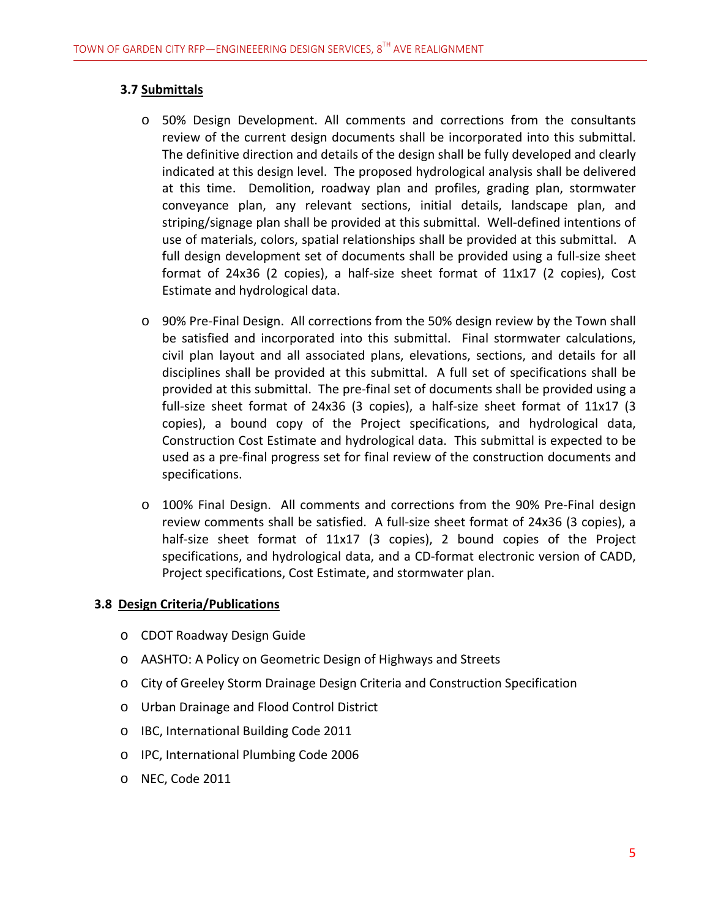### 3.7 <u>Submittals</u>

- 50% Design Development. All comments and corrections from the consultants review of the current design documents shall be incorporated into this submittal. The definitive direction and details of the design shall be fully developed and clearly indicated at this design level. The proposed hydrological analysis shall be delivered at this time. Demolition, roadway plan and profiles, grading plan, stormwater conveyance plan, any relevant sections, initial details, landscape plan, and striping/signage plan shall be provided at this submittal. Well-defined intentions of use of materials, colors, spatial relationships shall be provided at this submittal. A full design development set of documents shall be provided using a full-size sheet format of 24x36 (2 copies), a half-size sheet format of 11x17 (2 copies), Cost Estimate and hydrological data.

- 90% Pre-Final Design. All corrections from the 50% design review by the Town shall be satisfied and incorporated into this submittal. Final stormwater calculations, civil plan layout and all associated plans, elevations, sections, and details for all disciplines shall be provided at this submittal. A full set of specifications shall be provided at this submittal. The pre-final set of documents shall be provided using a full-size sheet format of 24x36 (3 copies), a half-size sheet format of 11x17 (3 copies), a bound copy of the Project specifications, and hydrological data, Construction Cost Estimate and hydrological data. This submittal is expected to be used as a pre-final progress set for final review of the construction documents and specifications.

- 100% Final Design. All comments and corrections from the 90% Pre-Final design review comments shall be satisfied. A full-size sheet format of 24x36 (3 copies), a half-size sheet format of 11x17 (3 copies), 2 bound copies of the Project specifications, and hydrological data, and a CD-format electronic version of CADD, Project specifications, Cost Estimate, and stormwater plan.

### 3.8 <u>Design Criteria/Publications</u>

- CDOT Roadway Design Guide
- AASHTO: A Policy on Geometric Design of Highways and Streets
- City of Greeley Storm Drainage Design Criteria and Construction Specification
- Urban Drainage and Flood Control District
- IBC, International Building Code 2011
- IPC, International Plumbing Code 2006
- NEC, Code 2011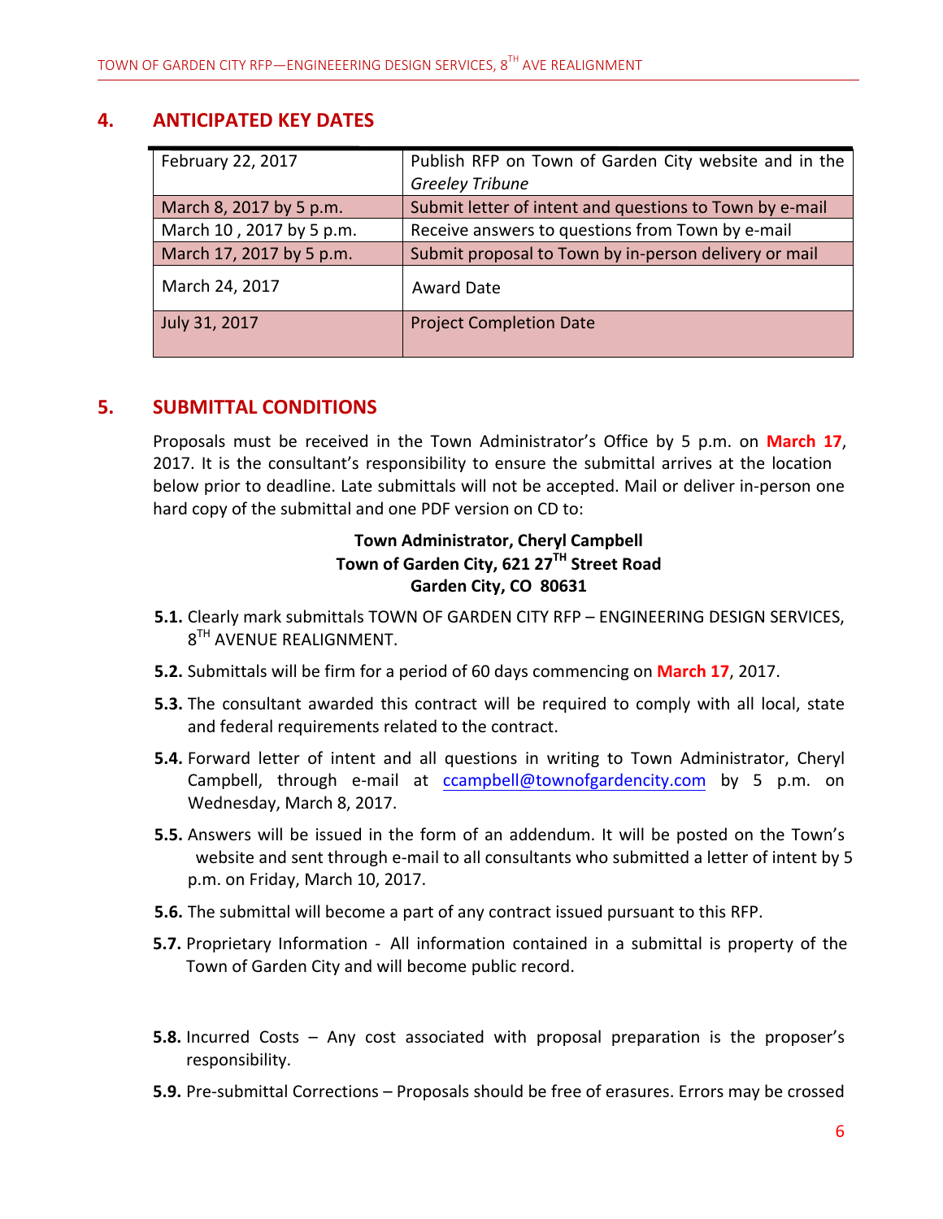## 4. ANTICIPATED KEY DATES

| | |
|---|---|
| February 22, 2017 | Publish RFP on Town of Garden City website and in the *Greeley Tribune* |
| March 8, 2017 by 5 p.m. | Submit letter of intent and questions to Town by e-mail |
| March 10 , 2017 by 5 p.m. | Receive answers to questions from Town by e-mail |
| March 17, 2017 by 5 p.m. | Submit proposal to Town by in-person delivery or mail |
| March 24, 2017 | Award Date |
| July 31, 2017 | Project Completion Date |

## 5. SUBMITTAL CONDITIONS

Proposals must be received in the Town Administrator's Office by 5 p.m. on **March 17**, 2017. It is the consultant's responsibility to ensure the submittal arrives at the location below prior to deadline. Late submittals will not be accepted. Mail or deliver in-person one hard copy of the submittal and one PDF version on CD to:

**Town Administrator, Cheryl Campbell**
**Town of Garden City, 621 27TH Street Road**
**Garden City, CO 80631**

**5.1.** Clearly mark submittals TOWN OF GARDEN CITY RFP – ENGINEERING DESIGN SERVICES, 8TH AVENUE REALIGNMENT.

**5.2.** Submittals will be firm for a period of 60 days commencing on **March 17**, 2017.

**5.3.** The consultant awarded this contract will be required to comply with all local, state and federal requirements related to the contract.

**5.4.** Forward letter of intent and all questions in writing to Town Administrator, Cheryl Campbell, through e-mail at ccampbell@townofgardencity.com by 5 p.m. on Wednesday, March 8, 2017.

**5.5.** Answers will be issued in the form of an addendum. It will be posted on the Town's website and sent through e-mail to all consultants who submitted a letter of intent by 5 p.m. on Friday, March 10, 2017.

**5.6.** The submittal will become a part of any contract issued pursuant to this RFP.

**5.7.** Proprietary Information - All information contained in a submittal is property of the Town of Garden City and will become public record.

**5.8.** Incurred Costs – Any cost associated with proposal preparation is the proposer's responsibility.

**5.9.** Pre-submittal Corrections – Proposals should be free of erasures. Errors may be crossed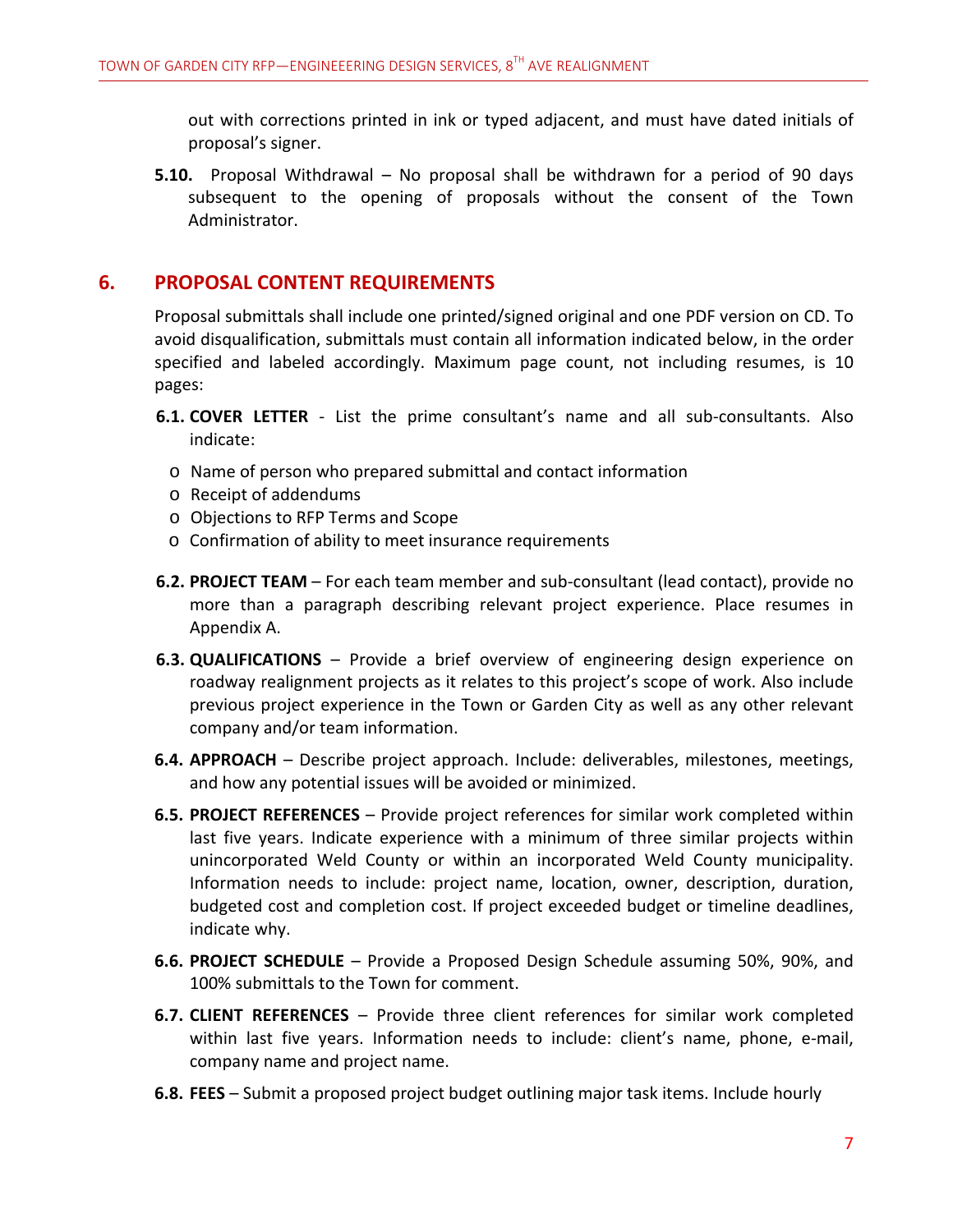out with corrections printed in ink or typed adjacent, and must have dated initials of proposal's signer.

**5.10.** Proposal Withdrawal – No proposal shall be withdrawn for a period of 90 days subsequent to the opening of proposals without the consent of the Town Administrator.

## 6. PROPOSAL CONTENT REQUIREMENTS

Proposal submittals shall include one printed/signed original and one PDF version on CD. To avoid disqualification, submittals must contain all information indicated below, in the order specified and labeled accordingly. Maximum page count, not including resumes, is 10 pages:

**6.1. COVER LETTER** - List the prime consultant's name and all sub-consultants. Also indicate:

- Name of person who prepared submittal and contact information
- Receipt of addendums
- Objections to RFP Terms and Scope
- Confirmation of ability to meet insurance requirements

**6.2. PROJECT TEAM** – For each team member and sub-consultant (lead contact), provide no more than a paragraph describing relevant project experience. Place resumes in Appendix A.

**6.3. QUALIFICATIONS** – Provide a brief overview of engineering design experience on roadway realignment projects as it relates to this project's scope of work. Also include previous project experience in the Town or Garden City as well as any other relevant company and/or team information.

**6.4. APPROACH** – Describe project approach. Include: deliverables, milestones, meetings, and how any potential issues will be avoided or minimized.

**6.5. PROJECT REFERENCES** – Provide project references for similar work completed within last five years. Indicate experience with a minimum of three similar projects within unincorporated Weld County or within an incorporated Weld County municipality. Information needs to include: project name, location, owner, description, duration, budgeted cost and completion cost. If project exceeded budget or timeline deadlines, indicate why.

**6.6. PROJECT SCHEDULE** – Provide a Proposed Design Schedule assuming 50%, 90%, and 100% submittals to the Town for comment.

**6.7. CLIENT REFERENCES** – Provide three client references for similar work completed within last five years. Information needs to include: client's name, phone, e-mail, company name and project name.

**6.8. FEES** – Submit a proposed project budget outlining major task items. Include hourly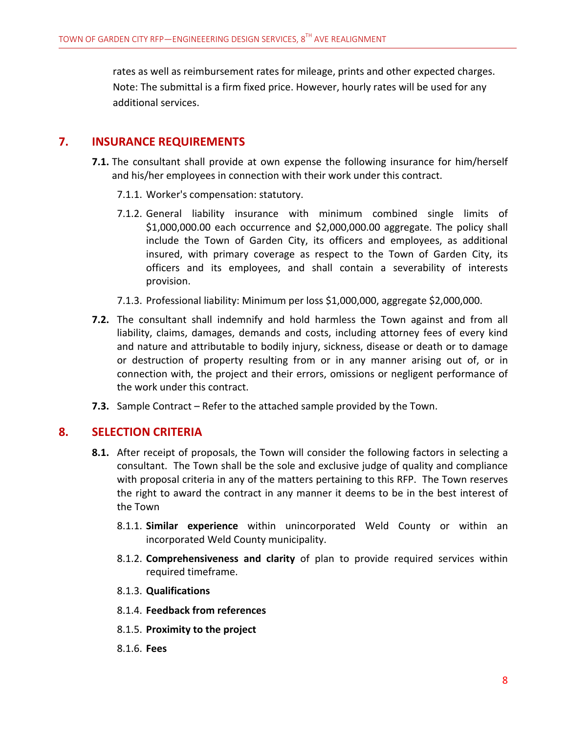rates as well as reimbursement rates for mileage, prints and other expected charges. Note: The submittal is a firm fixed price. However, hourly rates will be used for any additional services.

## 7. INSURANCE REQUIREMENTS

**7.1.** The consultant shall provide at own expense the following insurance for him/herself and his/her employees in connection with their work under this contract.

7.1.1. Worker's compensation: statutory.

7.1.2. General liability insurance with minimum combined single limits of $1,000,000.00 each occurrence and $2,000,000.00 aggregate. The policy shall include the Town of Garden City, its officers and employees, as additional insured, with primary coverage as respect to the Town of Garden City, its officers and its employees, and shall contain a severability of interests provision.

7.1.3. Professional liability: Minimum per loss $1,000,000, aggregate $2,000,000.

**7.2.** The consultant shall indemnify and hold harmless the Town against and from all liability, claims, damages, demands and costs, including attorney fees of every kind and nature and attributable to bodily injury, sickness, disease or death or to damage or destruction of property resulting from or in any manner arising out of, or in connection with, the project and their errors, omissions or negligent performance of the work under this contract.

**7.3.** Sample Contract – Refer to the attached sample provided by the Town.

## 8. SELECTION CRITERIA

**8.1.** After receipt of proposals, the Town will consider the following factors in selecting a consultant. The Town shall be the sole and exclusive judge of quality and compliance with proposal criteria in any of the matters pertaining to this RFP. The Town reserves the right to award the contract in any manner it deems to be in the best interest of the Town

8.1.1. **Similar experience** within unincorporated Weld County or within an incorporated Weld County municipality.

8.1.2. **Comprehensiveness and clarity** of plan to provide required services within required timeframe.

8.1.3. **Qualifications**

8.1.4. **Feedback from references**

8.1.5. **Proximity to the project**

8.1.6. **Fees**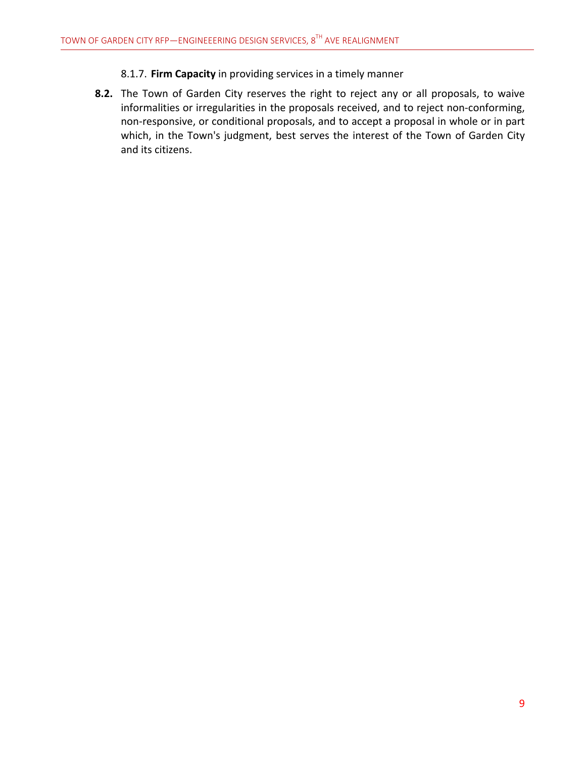8.1.7. **Firm Capacity** in providing services in a timely manner

**8.2.** The Town of Garden City reserves the right to reject any or all proposals, to waive informalities or irregularities in the proposals received, and to reject non-conforming, non-responsive, or conditional proposals, and to accept a proposal in whole or in part which, in the Town's judgment, best serves the interest of the Town of Garden City and its citizens.